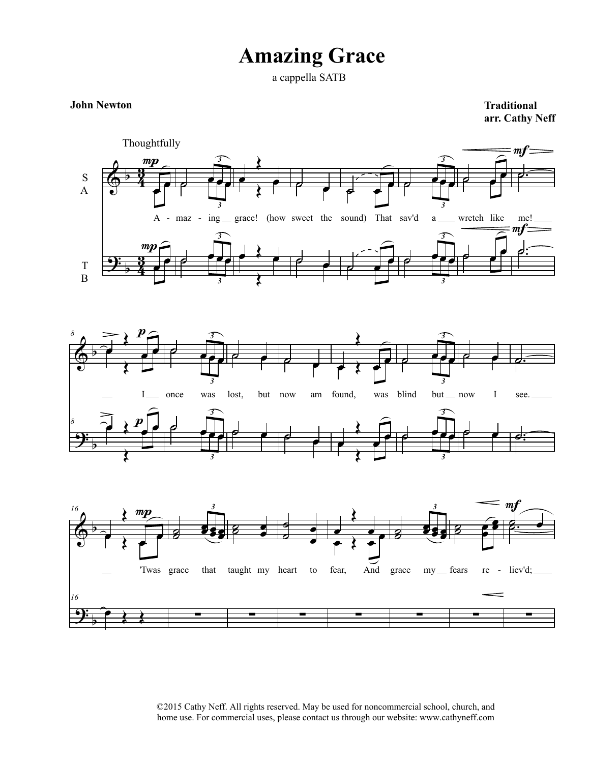# Amazing Grace

a cappella SATB

**John Newton**

**Traditional**
**arr. Cathy Neff**

Thoughtfully

A - maz - ing grace! (how sweet the sound) That sav'd a wretch like me!

I once was lost, but now am found, was blind but now I see.

'Twas grace that taught my heart to fear, And grace my fears re - liev'd;

©2015 Cathy Neff. All rights reserved. May be used for noncommercial school, church, and home use. For commercial uses, please contact us through our website: www.cathyneff.com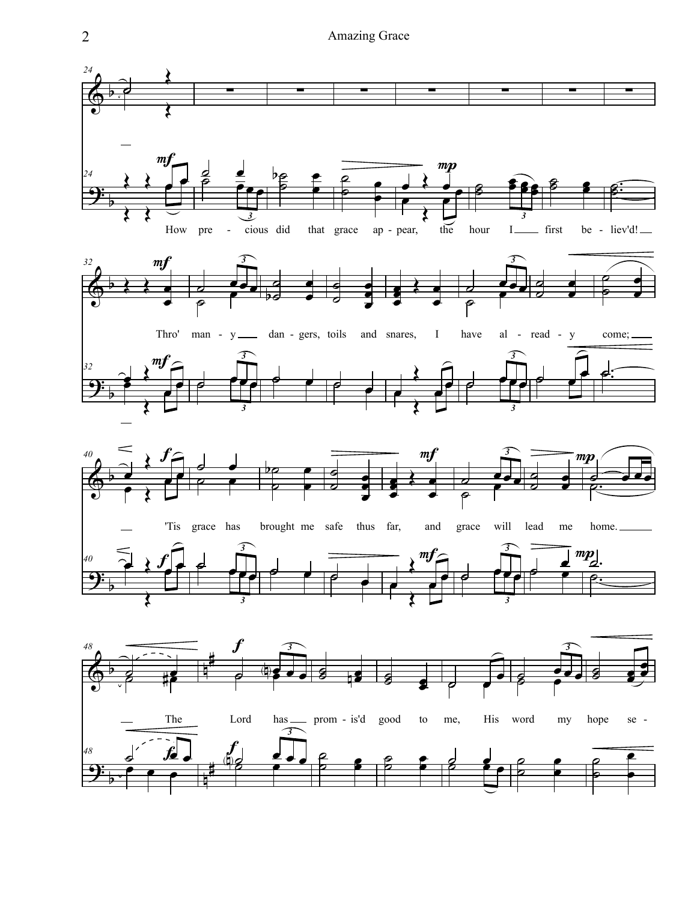How precious did that grace appear, the hour I first believ'd!

Thro' many dangers, toils and snares, I have already come;

'Tis grace has brought me safe thus far, and grace will lead me home.

The Lord has promis'd good to me, His word my hope se-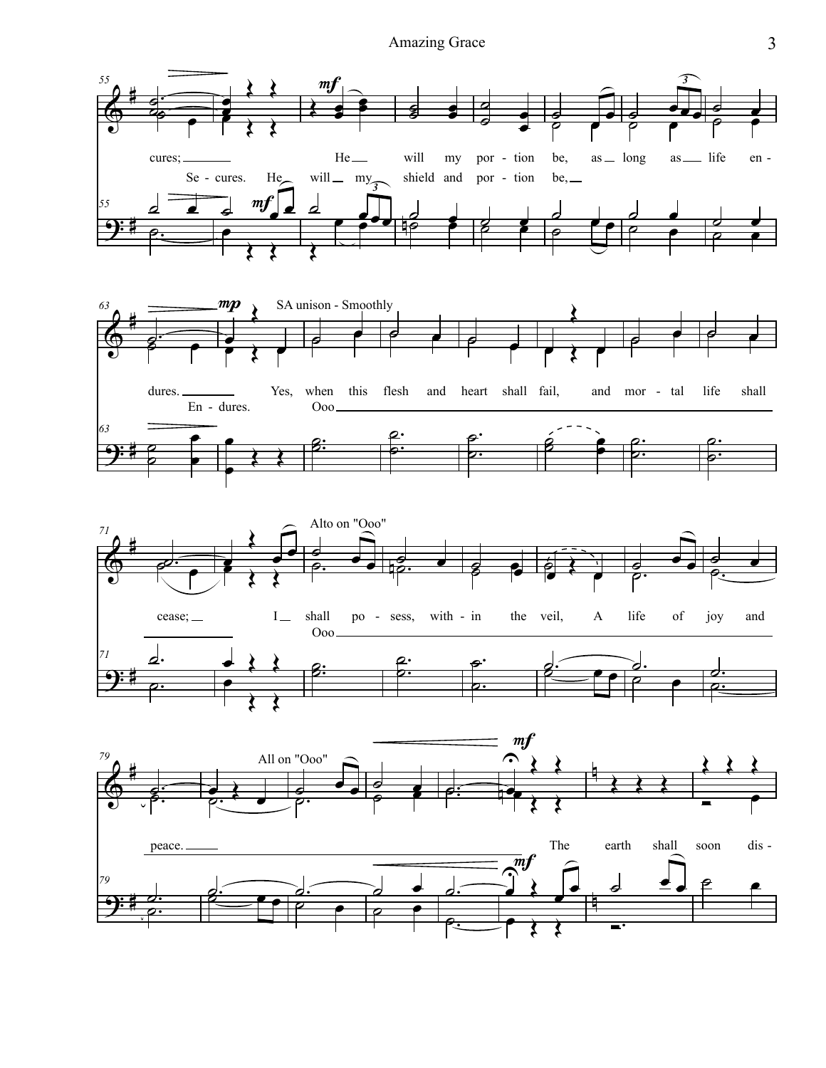55

*mf*

cures; He will my por - tion be, as long as life en -

Se - cures. He will my shield and por - tion be,

*mf*

63

*mp*

SA unison - Smoothly

dures. Yes, when this flesh and heart shall fail, and mor - tal life shall

En - dures. Ooo

71

Alto on "Ooo"

cease; I shall po - sess, with - in the veil, A life of joy and

Ooo

79

All on "Ooo"

*mf*

peace. The earth shall soon dis -

*mf*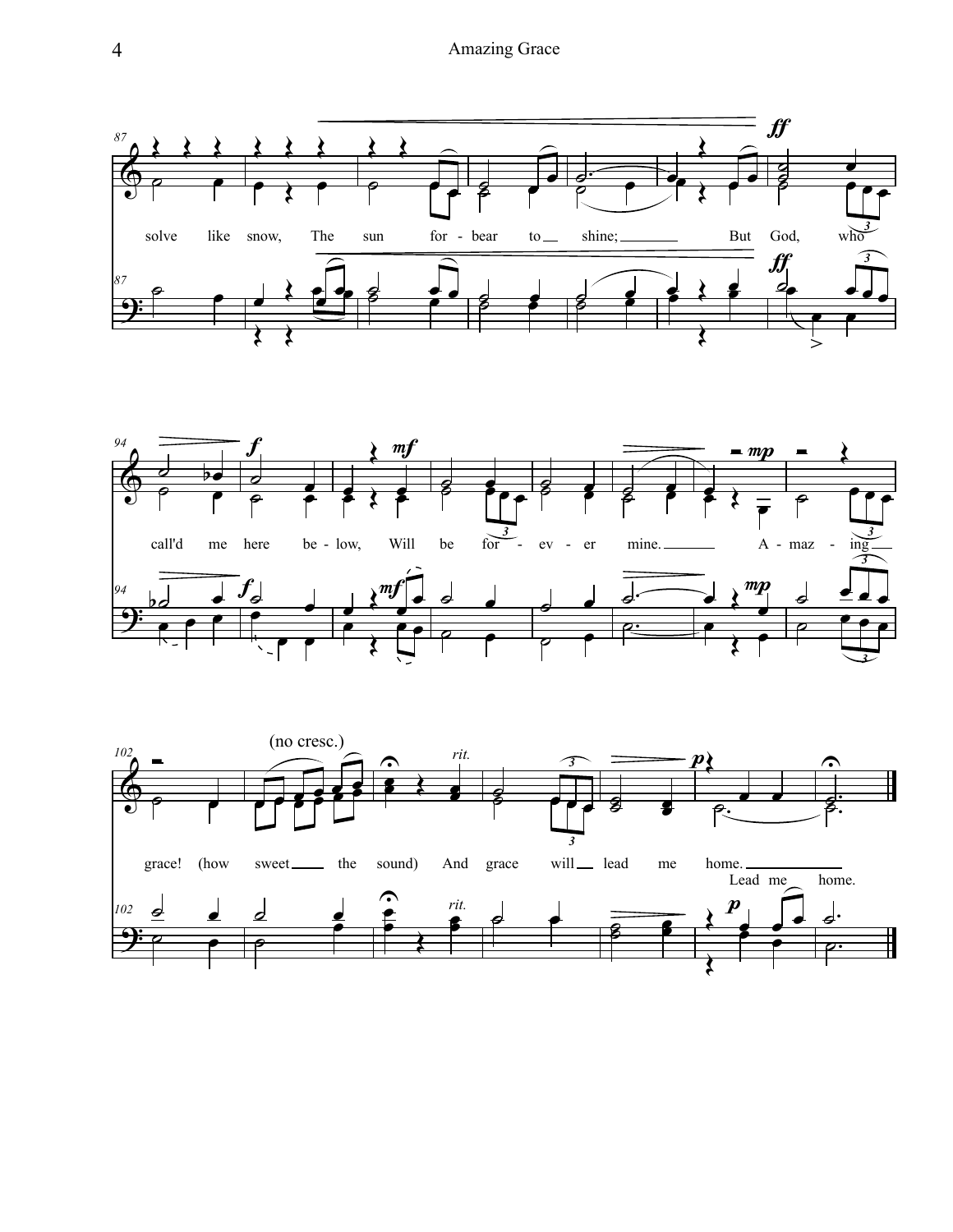solve like snow, The sun for - bear to shine; But God, who

call'd me here be - low, Will be for - ev - er mine. A - maz - ing

(no cresc.)

grace! (how sweet the sound) And grace will lead me home.

Lead me home.